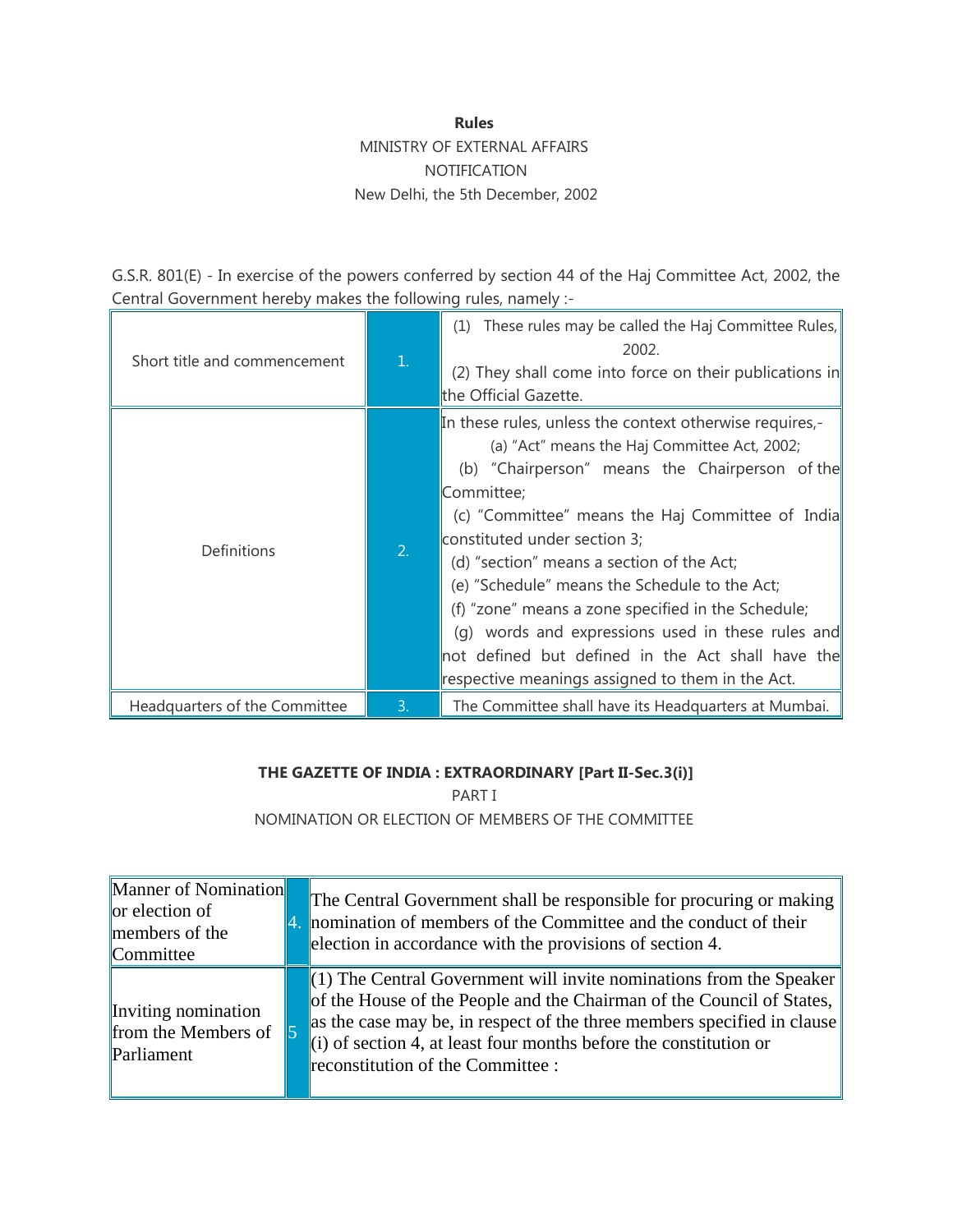**Rules**

MINISTRY OF EXTERNAL AFFAIRS

NOTIFICATION

New Delhi, the 5th December, 2002

G.S.R. 801(E) - In exercise of the powers conferred by section 44 of the Haj Committee Act, 2002, the Central Government hereby makes the following rules, namely :-

| | | |
|---|---|---|
| Short title and commencement | 1. | (1) These rules may be called the Haj Committee Rules, 2002.<br>(2) They shall come into force on their publications in the Official Gazette. |
| Definitions | 2. | In these rules, unless the context otherwise requires,-<br>(a) "Act" means the Haj Committee Act, 2002;<br>(b) "Chairperson" means the Chairperson of the Committee;<br>(c) "Committee" means the Haj Committee of India constituted under section 3;<br>(d) "section" means a section of the Act;<br>(e) "Schedule" means the Schedule to the Act;<br>(f) "zone" means a zone specified in the Schedule;<br>(g) words and expressions used in these rules and not defined but defined in the Act shall have the respective meanings assigned to them in the Act. |
| Headquarters of the Committee | 3. | The Committee shall have its Headquarters at Mumbai. |

**THE GAZETTE OF INDIA : EXTRAORDINARY [Part II-Sec.3(i)]**

PART I

NOMINATION OR ELECTION OF MEMBERS OF THE COMMITTEE

| | | |
|---|---|---|
| Manner of Nomination or election of members of the Committee | 4. | The Central Government shall be responsible for procuring or making nomination of members of the Committee and the conduct of their election in accordance with the provisions of section 4. |
| Inviting nomination from the Members of Parliament | 5 | (1) The Central Government will invite nominations from the Speaker of the House of the People and the Chairman of the Council of States, as the case may be, in respect of the three members specified in clause (i) of section 4, at least four months before the constitution or reconstitution of the Committee : |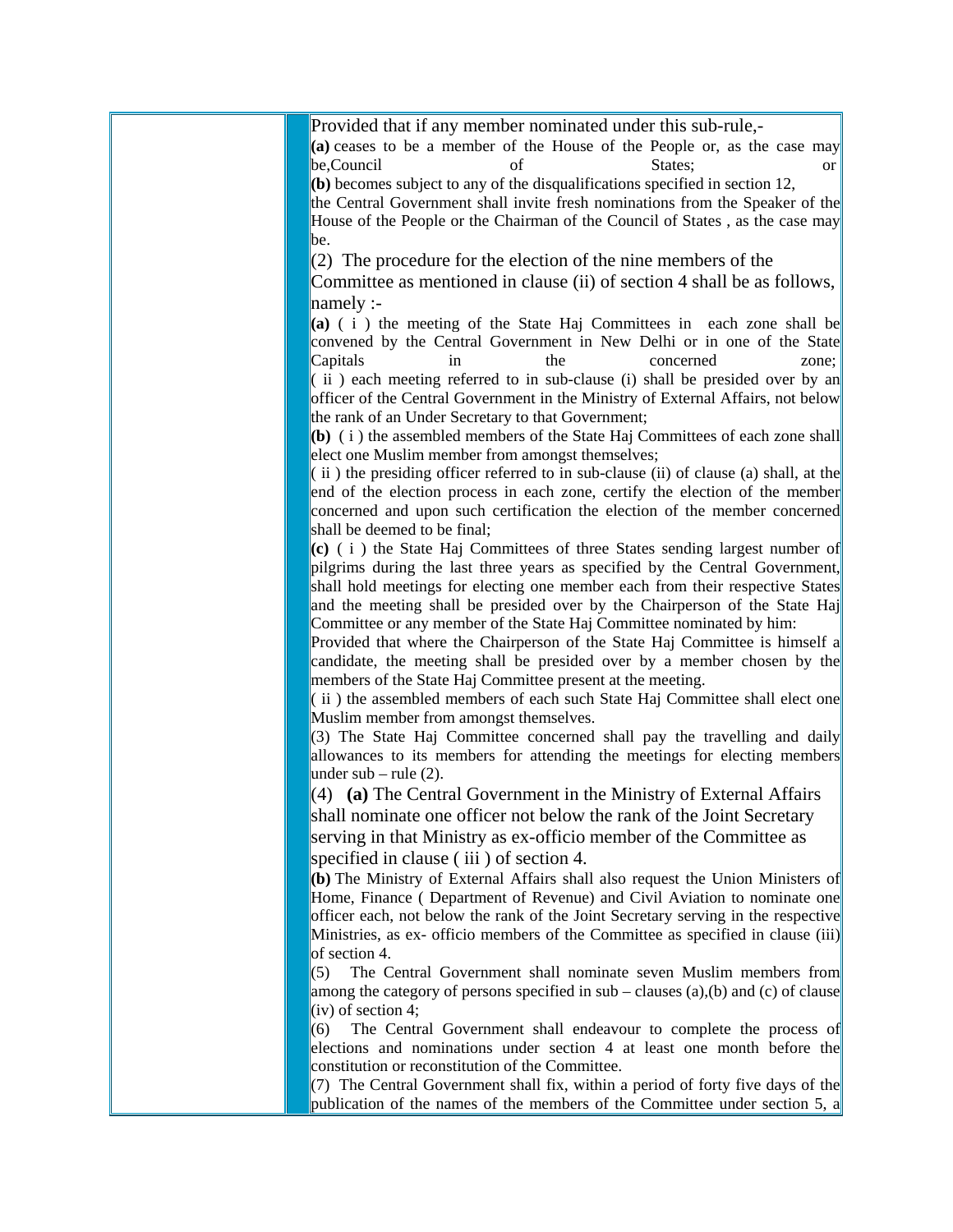Provided that if any member nominated under this sub-rule,-

**(a)** ceases to be a member of the House of the People or, as the case may be, Council of States; or

**(b)** becomes subject to any of the disqualifications specified in section 12,

the Central Government shall invite fresh nominations from the Speaker of the House of the People or the Chairman of the Council of States , as the case may be.

(2) The procedure for the election of the nine members of the Committee as mentioned in clause (ii) of section 4 shall be as follows, namely :-

**(a)** ( i ) the meeting of the State Haj Committees in each zone shall be convened by the Central Government in New Delhi or in one of the State Capitals in the concerned zone;

( ii ) each meeting referred to in sub-clause (i) shall be presided over by an officer of the Central Government in the Ministry of External Affairs, not below the rank of an Under Secretary to that Government;

**(b)** ( i ) the assembled members of the State Haj Committees of each zone shall elect one Muslim member from amongst themselves;

( ii ) the presiding officer referred to in sub-clause (ii) of clause (a) shall, at the end of the election process in each zone, certify the election of the member concerned and upon such certification the election of the member concerned shall be deemed to be final;

**(c)** ( i ) the State Haj Committees of three States sending largest number of pilgrims during the last three years as specified by the Central Government, shall hold meetings for electing one member each from their respective States and the meeting shall be presided over by the Chairperson of the State Haj Committee or any member of the State Haj Committee nominated by him:

Provided that where the Chairperson of the State Haj Committee is himself a candidate, the meeting shall be presided over by a member chosen by the members of the State Haj Committee present at the meeting.

( ii ) the assembled members of each such State Haj Committee shall elect one Muslim member from amongst themselves.

(3) The State Haj Committee concerned shall pay the travelling and daily allowances to its members for attending the meetings for electing members under sub – rule (2).

(4) **(a)** The Central Government in the Ministry of External Affairs shall nominate one officer not below the rank of the Joint Secretary serving in that Ministry as ex-officio member of the Committee as specified in clause ( iii ) of section 4.

**(b)** The Ministry of External Affairs shall also request the Union Ministers of Home, Finance ( Department of Revenue) and Civil Aviation to nominate one officer each, not below the rank of the Joint Secretary serving in the respective Ministries, as ex- officio members of the Committee as specified in clause (iii) of section 4.

(5) The Central Government shall nominate seven Muslim members from among the category of persons specified in sub – clauses (a),(b) and (c) of clause (iv) of section 4;

(6) The Central Government shall endeavour to complete the process of elections and nominations under section 4 at least one month before the constitution or reconstitution of the Committee.

(7) The Central Government shall fix, within a period of forty five days of the publication of the names of the members of the Committee under section 5, a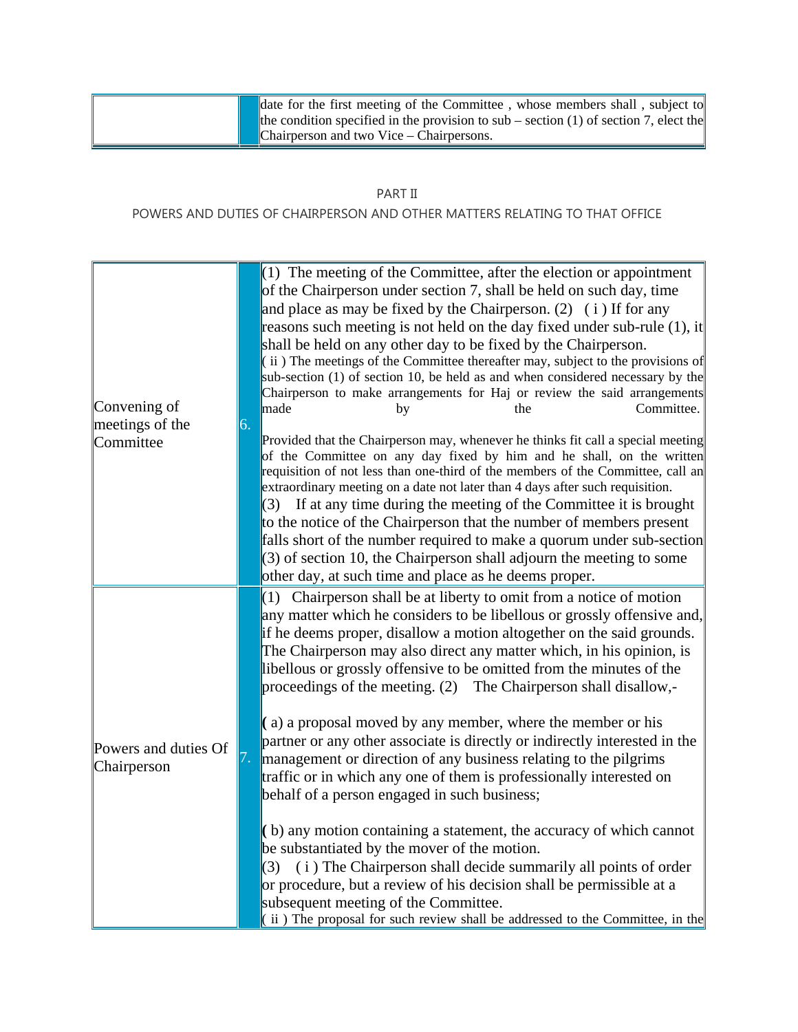| | | |
|---|---|---|
| | | date for the first meeting of the Committee , whose members shall , subject to the condition specified in the provision to sub – section (1) of section 7, elect the Chairperson and two Vice – Chairpersons. |

PART II

POWERS AND DUTIES OF CHAIRPERSON AND OTHER MATTERS RELATING TO THAT OFFICE

| | | |
|---|---|---|
| Convening of meetings of the Committee | 6. | (1) The meeting of the Committee, after the election or appointment of the Chairperson under section 7, shall be held on such day, time and place as may be fixed by the Chairperson. (2) ( i ) If for any reasons such meeting is not held on the day fixed under sub-rule (1), it shall be held on any other day to be fixed by the Chairperson.<br>( ii ) The meetings of the Committee thereafter may, subject to the provisions of sub-section (1) of section 10, be held as and when considered necessary by the Chairperson to make arrangements for Haj or review the said arrangements made by the Committee.<br><br>Provided that the Chairperson may, whenever he thinks fit call a special meeting of the Committee on any day fixed by him and he shall, on the written requisition of not less than one-third of the members of the Committee, call an extraordinary meeting on a date not later than 4 days after such requisition.<br>(3) If at any time during the meeting of the Committee it is brought to the notice of the Chairperson that the number of members present falls short of the number required to make a quorum under sub-section (3) of section 10, the Chairperson shall adjourn the meeting to some other day, at such time and place as he deems proper. |
| Powers and duties Of Chairperson | 7. | (1) Chairperson shall be at liberty to omit from a notice of motion any matter which he considers to be libellous or grossly offensive and, if he deems proper, disallow a motion altogether on the said grounds. The Chairperson may also direct any matter which, in his opinion, is libellous or grossly offensive to be omitted from the minutes of the proceedings of the meeting. (2) The Chairperson shall disallow,-<br><br>( a) a proposal moved by any member, where the member or his partner or any other associate is directly or indirectly interested in the management or direction of any business relating to the pilgrims traffic or in which any one of them is professionally interested on behalf of a person engaged in such business;<br><br>( b) any motion containing a statement, the accuracy of which cannot be substantiated by the mover of the motion.<br>(3) ( i ) The Chairperson shall decide summarily all points of order or procedure, but a review of his decision shall be permissible at a subsequent meeting of the Committee.<br>( ii ) The proposal for such review shall be addressed to the Committee, in the |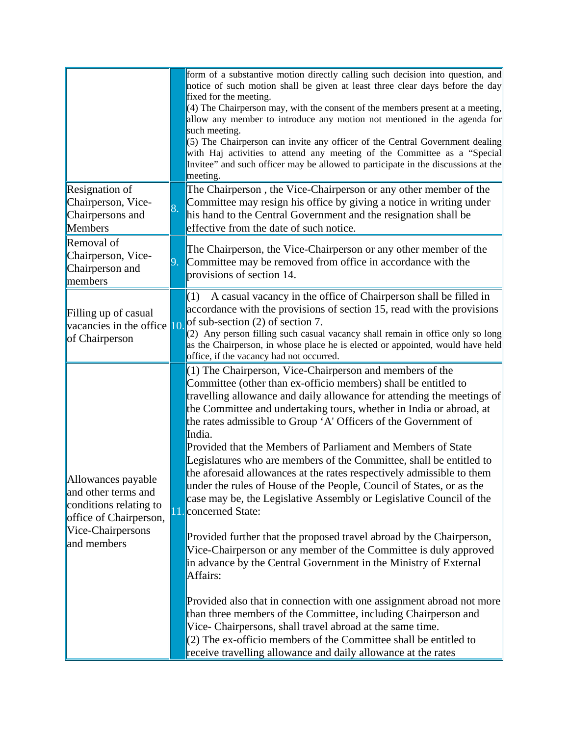| | | |
|---|---|---|
| | | form of a substantive motion directly calling such decision into question, and notice of such motion shall be given at least three clear days before the day fixed for the meeting.<br>(4) The Chairperson may, with the consent of the members present at a meeting, allow any member to introduce any motion not mentioned in the agenda for such meeting.<br>(5) The Chairperson can invite any officer of the Central Government dealing with Haj activities to attend any meeting of the Committee as a "Special Invitee" and such officer may be allowed to participate in the discussions at the meeting. |
| Resignation of Chairperson, Vice-Chairpersons and Members | 8. | The Chairperson , the Vice-Chairperson or any other member of the Committee may resign his office by giving a notice in writing under his hand to the Central Government and the resignation shall be effective from the date of such notice. |
| Removal of Chairperson, Vice-Chairperson and members | 9. | The Chairperson, the Vice-Chairperson or any other member of the Committee may be removed from office in accordance with the provisions of section 14. |
| Filling up of casual vacancies in the office of Chairperson | 10. | (1) A casual vacancy in the office of Chairperson shall be filled in accordance with the provisions of section 15, read with the provisions of sub-section (2) of section 7.<br>(2) Any person filling such casual vacancy shall remain in office only so long as the Chairperson, in whose place he is elected or appointed, would have held office, if the vacancy had not occurred. |
| Allowances payable and other terms and conditions relating to office of Chairperson, Vice-Chairpersons and members | 11. | (1) The Chairperson, Vice-Chairperson and members of the Committee (other than ex-officio members) shall be entitled to travelling allowance and daily allowance for attending the meetings of the Committee and undertaking tours, whether in India or abroad, at the rates admissible to Group 'A' Officers of the Government of India.<br>Provided that the Members of Parliament and Members of State Legislatures who are members of the Committee, shall be entitled to the aforesaid allowances at the rates respectively admissible to them under the rules of House of the People, Council of States, or as the case may be, the Legislative Assembly or Legislative Council of the concerned State:<br><br>Provided further that the proposed travel abroad by the Chairperson, Vice-Chairperson or any member of the Committee is duly approved in advance by the Central Government in the Ministry of External Affairs:<br><br>Provided also that in connection with one assignment abroad not more than three members of the Committee, including Chairperson and Vice- Chairpersons, shall travel abroad at the same time.<br>(2) The ex-officio members of the Committee shall be entitled to receive travelling allowance and daily allowance at the rates |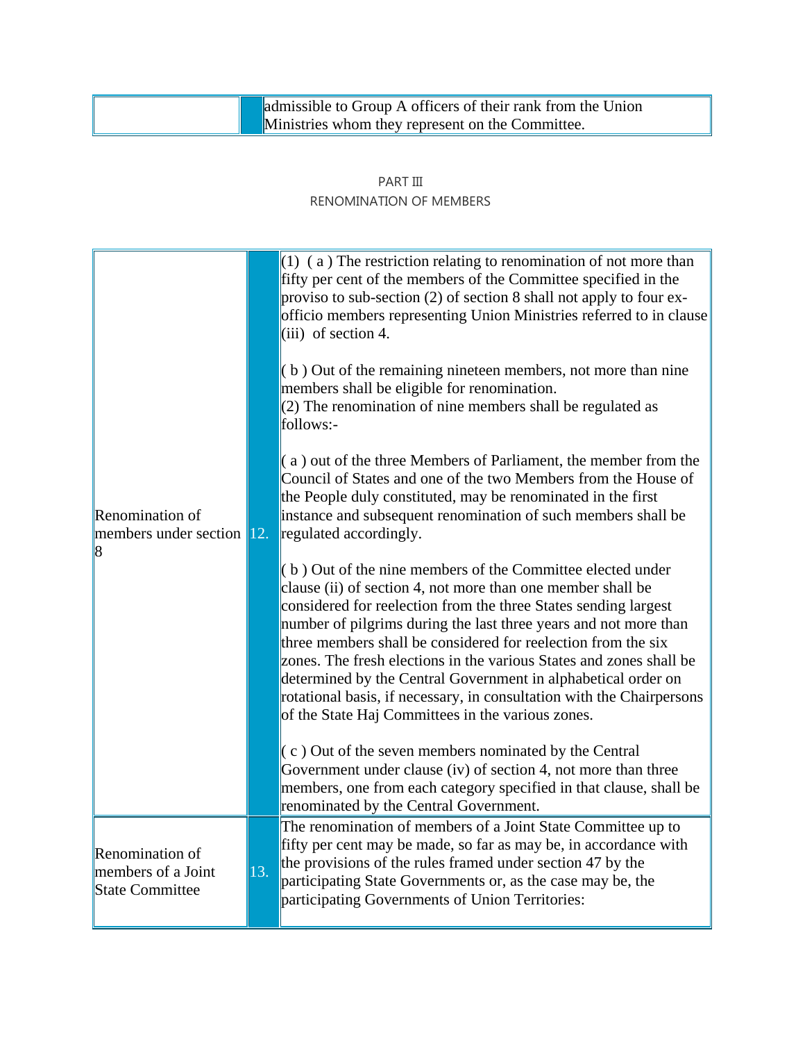| | | |
|---|---|---|
| | | admissible to Group A officers of their rank from the Union Ministries whom they represent on the Committee. |

PART III

RENOMINATION OF MEMBERS

| | | |
|---|---|---|
| Renomination of members under section 8 | 12. | (1) ( a ) The restriction relating to renomination of not more than fifty per cent of the members of the Committee specified in the proviso to sub-section (2) of section 8 shall not apply to four ex-officio members representing Union Ministries referred to in clause (iii) of section 4.<br><br>( b ) Out of the remaining nineteen members, not more than nine members shall be eligible for renomination.<br>(2) The renomination of nine members shall be regulated as follows:-<br><br>( a ) out of the three Members of Parliament, the member from the Council of States and one of the two Members from the House of the People duly constituted, may be renominated in the first instance and subsequent renomination of such members shall be regulated accordingly.<br><br>( b ) Out of the nine members of the Committee elected under clause (ii) of section 4, not more than one member shall be considered for reelection from the three States sending largest number of pilgrims during the last three years and not more than three members shall be considered for reelection from the six zones. The fresh elections in the various States and zones shall be determined by the Central Government in alphabetical order on rotational basis, if necessary, in consultation with the Chairpersons of the State Haj Committees in the various zones.<br><br>( c ) Out of the seven members nominated by the Central Government under clause (iv) of section 4, not more than three members, one from each category specified in that clause, shall be renominated by the Central Government. |
| Renomination of members of a Joint State Committee | 13. | The renomination of members of a Joint State Committee up to fifty per cent may be made, so far as may be, in accordance with the provisions of the rules framed under section 47 by the participating State Governments or, as the case may be, the participating Governments of Union Territories: |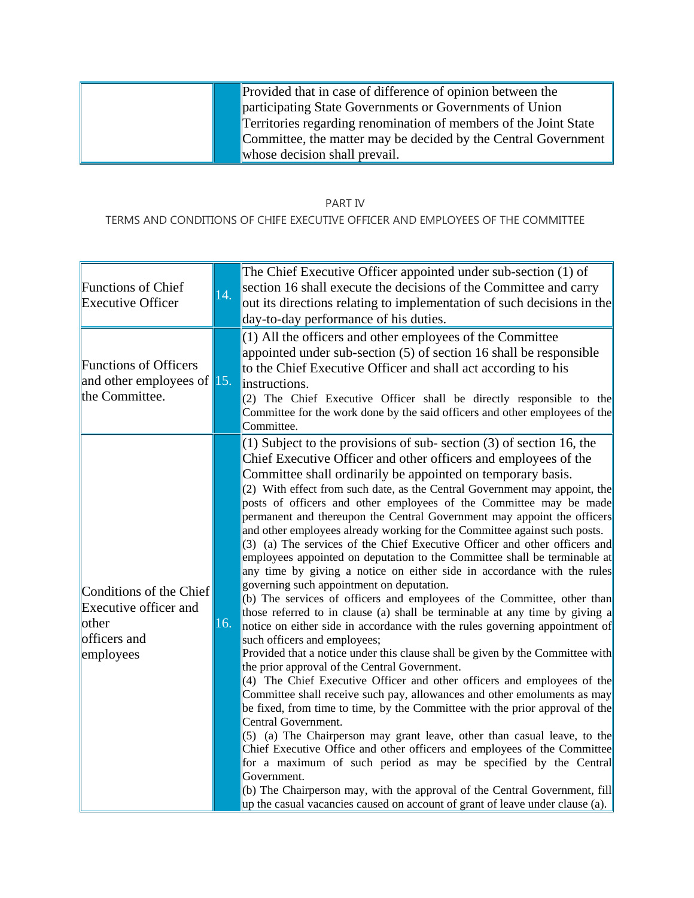| | | |
|---|---|---|
| | | Provided that in case of difference of opinion between the participating State Governments or Governments of Union Territories regarding renomination of members of the Joint State Committee, the matter may be decided by the Central Government whose decision shall prevail. |

PART IV

TERMS AND CONDITIONS OF CHIFE EXECUTIVE OFFICER AND EMPLOYEES OF THE COMMITTEE

| | | |
|---|---|---|
| Functions of Chief Executive Officer | 14. | The Chief Executive Officer appointed under sub-section (1) of section 16 shall execute the decisions of the Committee and carry out its directions relating to implementation of such decisions in the day-to-day performance of his duties. |
| Functions of Officers and other employees of the Committee. | 15. | (1) All the officers and other employees of the Committee appointed under sub-section (5) of section 16 shall be responsible to the Chief Executive Officer and shall act according to his instructions.<br>(2) The Chief Executive Officer shall be directly responsible to the Committee for the work done by the said officers and other employees of the Committee. |
| Conditions of the Chief Executive officer and other officers and employees | 16. | (1) Subject to the provisions of sub- section (3) of section 16, the Chief Executive Officer and other officers and employees of the Committee shall ordinarily be appointed on temporary basis.<br>(2) With effect from such date, as the Central Government may appoint, the posts of officers and other employees of the Committee may be made permanent and thereupon the Central Government may appoint the officers and other employees already working for the Committee against such posts.<br>(3) (a) The services of the Chief Executive Officer and other officers and employees appointed on deputation to the Committee shall be terminable at any time by giving a notice on either side in accordance with the rules governing such appointment on deputation.<br>(b) The services of officers and employees of the Committee, other than those referred to in clause (a) shall be terminable at any time by giving a notice on either side in accordance with the rules governing appointment of such officers and employees;<br>Provided that a notice under this clause shall be given by the Committee with the prior approval of the Central Government.<br>(4) The Chief Executive Officer and other officers and employees of the Committee shall receive such pay, allowances and other emoluments as may be fixed, from time to time, by the Committee with the prior approval of the Central Government.<br>(5) (a) The Chairperson may grant leave, other than casual leave, to the Chief Executive Office and other officers and employees of the Committee for a maximum of such period as may be specified by the Central Government.<br>(b) The Chairperson may, with the approval of the Central Government, fill up the casual vacancies caused on account of grant of leave under clause (a). |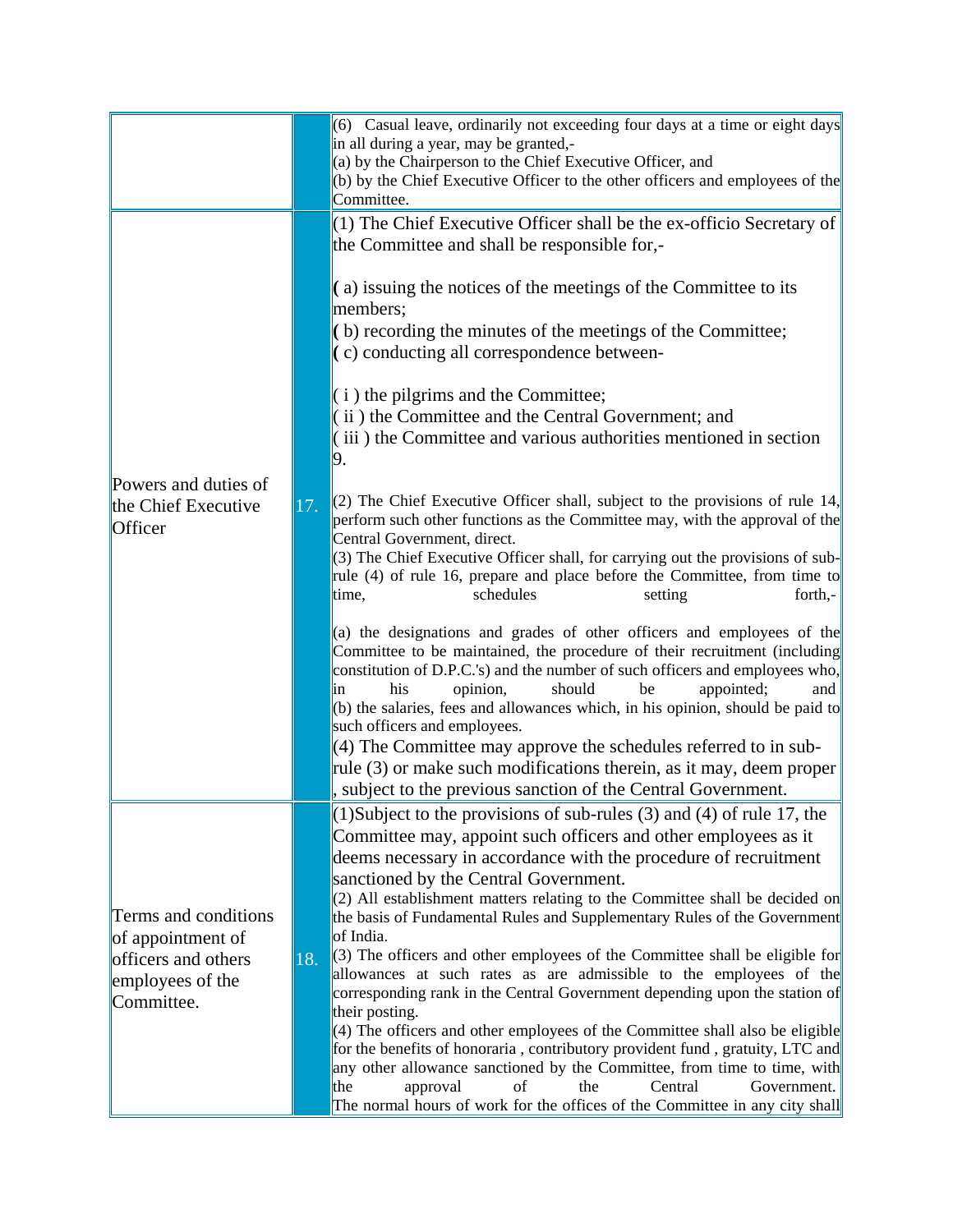| | | |
|---|---|---|
| | | (6) Casual leave, ordinarily not exceeding four days at a time or eight days in all during a year, may be granted,-<br>(a) by the Chairperson to the Chief Executive Officer, and<br>(b) by the Chief Executive Officer to the other officers and employees of the Committee. |
| Powers and duties of the Chief Executive Officer | 17. | (1) The Chief Executive Officer shall be the ex-officio Secretary of the Committee and shall be responsible for,-<br><br>( a) issuing the notices of the meetings of the Committee to its members;<br>( b) recording the minutes of the meetings of the Committee;<br>( c) conducting all correspondence between-<br><br>( i ) the pilgrims and the Committee;<br>( ii ) the Committee and the Central Government; and<br>( iii ) the Committee and various authorities mentioned in section 9.<br><br>(2) The Chief Executive Officer shall, subject to the provisions of rule 14, perform such other functions as the Committee may, with the approval of the Central Government, direct.<br>(3) The Chief Executive Officer shall, for carrying out the provisions of sub-rule (4) of rule 16, prepare and place before the Committee, from time to time, schedules setting forth,-<br><br>(a) the designations and grades of other officers and employees of the Committee to be maintained, the procedure of their recruitment (including constitution of D.P.C.'s) and the number of such officers and employees who, in his opinion, should be appointed; and<br>(b) the salaries, fees and allowances which, in his opinion, should be paid to such officers and employees.<br>(4) The Committee may approve the schedules referred to in sub-rule (3) or make such modifications therein, as it may, deem proper , subject to the previous sanction of the Central Government. |
| Terms and conditions of appointment of officers and others employees of the Committee. | 18. | (1)Subject to the provisions of sub-rules (3) and (4) of rule 17, the Committee may, appoint such officers and other employees as it deems necessary in accordance with the procedure of recruitment sanctioned by the Central Government.<br>(2) All establishment matters relating to the Committee shall be decided on the basis of Fundamental Rules and Supplementary Rules of the Government of India.<br>(3) The officers and other employees of the Committee shall be eligible for allowances at such rates as are admissible to the employees of the corresponding rank in the Central Government depending upon the station of their posting.<br>(4) The officers and other employees of the Committee shall also be eligible for the benefits of honoraria , contributory provident fund , gratuity, LTC and any other allowance sanctioned by the Committee, from time to time, with the approval of the Central Government.<br>The normal hours of work for the offices of the Committee in any city shall |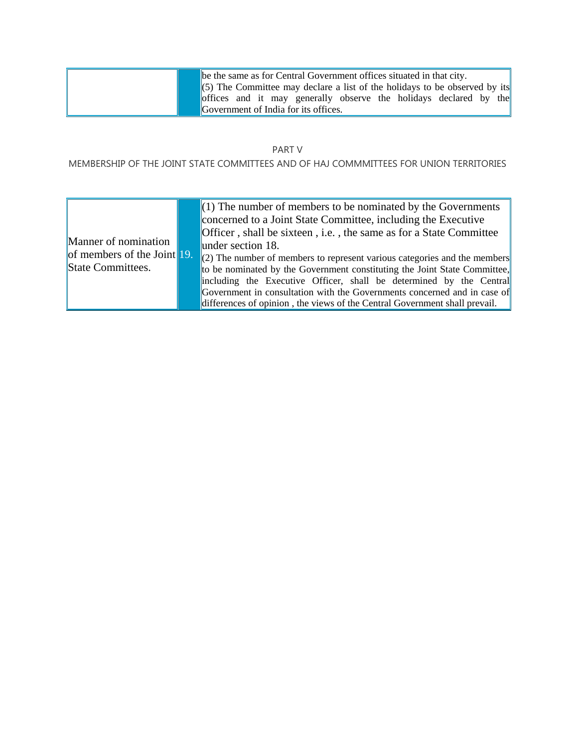| | | |
|---|---|---|
| | | be the same as for Central Government offices situated in that city.<br>(5) The Committee may declare a list of the holidays to be observed by its offices and it may generally observe the holidays declared by the Government of India for its offices. |

PART V

MEMBERSHIP OF THE JOINT STATE COMMITTEES AND OF HAJ COMMMITTEES FOR UNION TERRITORIES

| | | |
|---|---|---|
| Manner of nomination of members of the Joint State Committees. | 19. | (1) The number of members to be nominated by the Governments concerned to a Joint State Committee, including the Executive Officer , shall be sixteen , i.e. , the same as for a State Committee under section 18.<br>(2) The number of members to represent various categories and the members to be nominated by the Government constituting the Joint State Committee, including the Executive Officer, shall be determined by the Central Government in consultation with the Governments concerned and in case of differences of opinion , the views of the Central Government shall prevail. |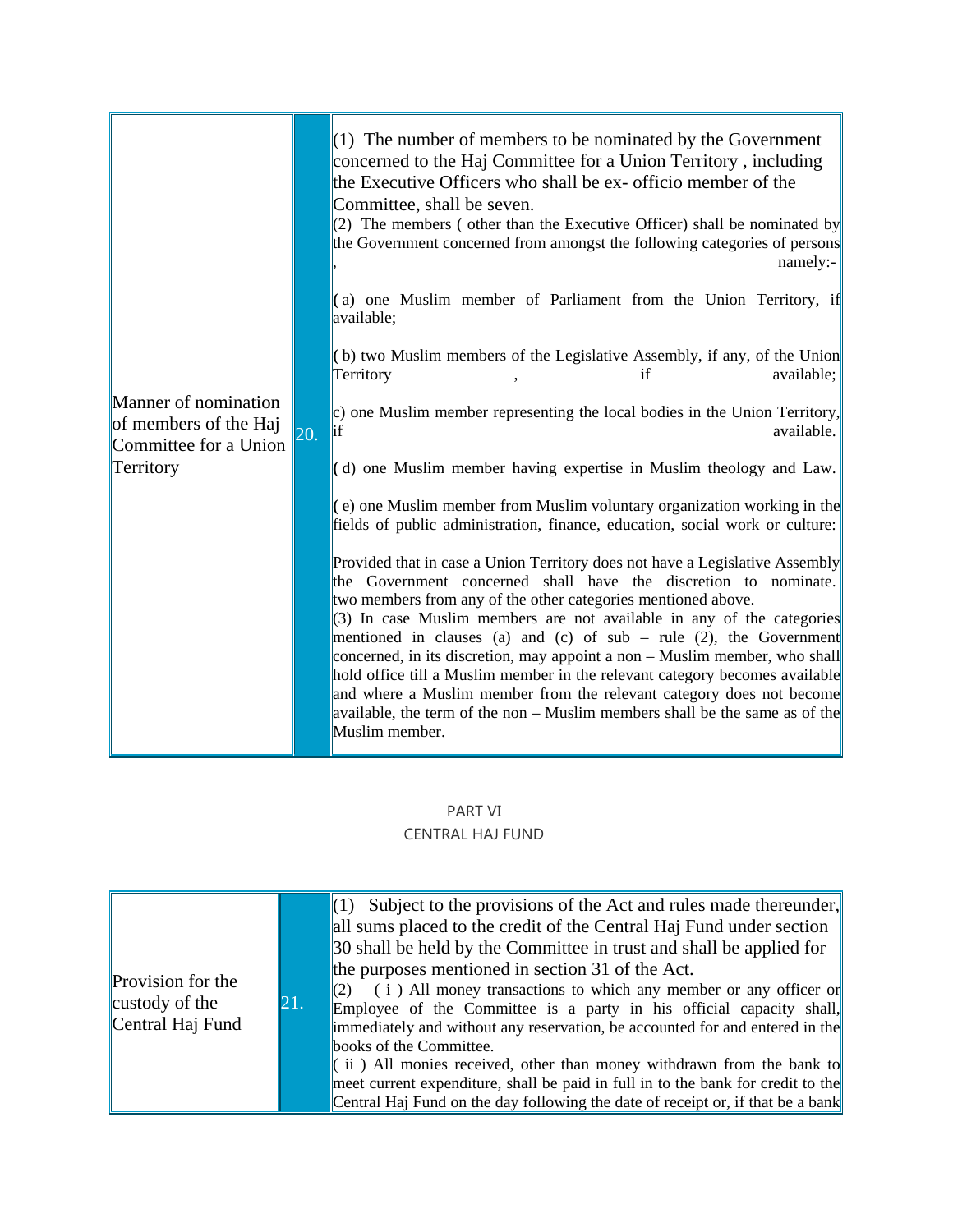| Manner of nomination of members of the Haj Committee for a Union Territory | 20. | (1) The number of members to be nominated by the Government concerned to the Haj Committee for a Union Territory , including the Executive Officers who shall be ex- officio member of the Committee, shall be seven.<br>(2) The members ( other than the Executive Officer) shall be nominated by the Government concerned from amongst the following categories of persons , namely:-<br><br>( a) one Muslim member of Parliament from the Union Territory, if available;<br><br>( b) two Muslim members of the Legislative Assembly, if any, of the Union Territory , if available;<br><br>c) one Muslim member representing the local bodies in the Union Territory, if available.<br><br>( d) one Muslim member having expertise in Muslim theology and Law.<br><br>( e) one Muslim member from Muslim voluntary organization working in the fields of public administration, finance, education, social work or culture:<br><br>Provided that in case a Union Territory does not have a Legislative Assembly the Government concerned shall have the discretion to nominate. two members from any of the other categories mentioned above.<br>(3) In case Muslim members are not available in any of the categories mentioned in clauses (a) and (c) of sub – rule (2), the Government concerned, in its discretion, may appoint a non – Muslim member, who shall hold office till a Muslim member in the relevant category becomes available and where a Muslim member from the relevant category does not become available, the term of the non – Muslim members shall be the same as of the Muslim member. |
|---|---|---|

PART VI

CENTRAL HAJ FUND

| Provision for the custody of the Central Haj Fund | 21. | (1) Subject to the provisions of the Act and rules made thereunder, all sums placed to the credit of the Central Haj Fund under section 30 shall be held by the Committee in trust and shall be applied for the purposes mentioned in section 31 of the Act.<br>(2) ( i ) All money transactions to which any member or any officer or Employee of the Committee is a party in his official capacity shall, immediately and without any reservation, be accounted for and entered in the books of the Committee.<br>( ii ) All monies received, other than money withdrawn from the bank to meet current expenditure, shall be paid in full in to the bank for credit to the Central Haj Fund on the day following the date of receipt or, if that be a bank |
|---|---|---|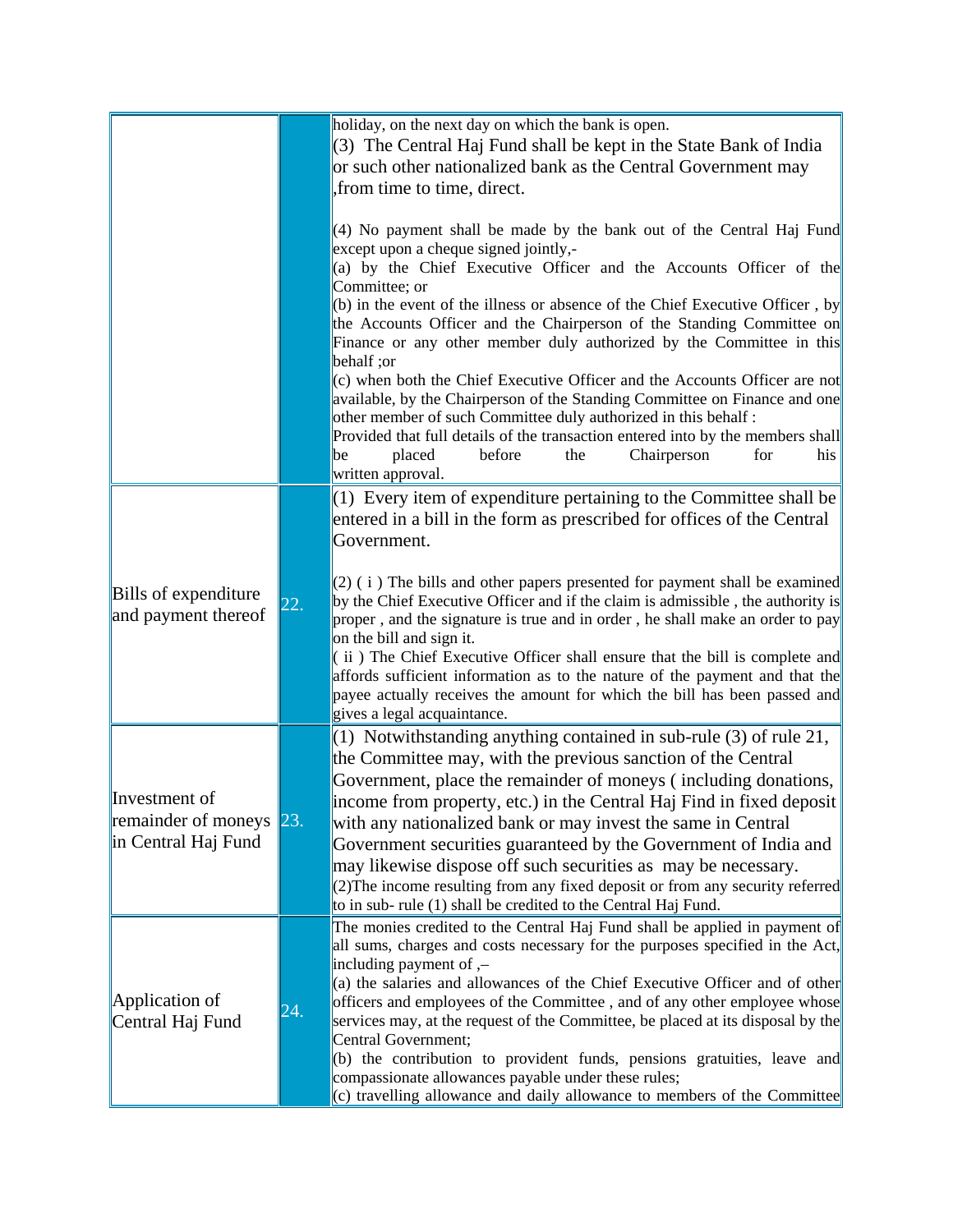| | | |
|---|---|---|
| | | holiday, on the next day on which the bank is open.<br>(3) The Central Haj Fund shall be kept in the State Bank of India or such other nationalized bank as the Central Government may ,from time to time, direct.<br><br>(4) No payment shall be made by the bank out of the Central Haj Fund except upon a cheque signed jointly,-<br>(a) by the Chief Executive Officer and the Accounts Officer of the Committee; or<br>(b) in the event of the illness or absence of the Chief Executive Officer , by the Accounts Officer and the Chairperson of the Standing Committee on Finance or any other member duly authorized by the Committee in this behalf ;or<br>(c) when both the Chief Executive Officer and the Accounts Officer are not available, by the Chairperson of the Standing Committee on Finance and one other member of such Committee duly authorized in this behalf :<br>Provided that full details of the transaction entered into by the members shall be placed before the Chairperson for his written approval. |
| Bills of expenditure and payment thereof | 22. | (1) Every item of expenditure pertaining to the Committee shall be entered in a bill in the form as prescribed for offices of the Central Government.<br><br>(2) ( i ) The bills and other papers presented for payment shall be examined by the Chief Executive Officer and if the claim is admissible , the authority is proper , and the signature is true and in order , he shall make an order to pay on the bill and sign it.<br>( ii ) The Chief Executive Officer shall ensure that the bill is complete and affords sufficient information as to the nature of the payment and that the payee actually receives the amount for which the bill has been passed and gives a legal acquaintance. |
| Investment of remainder of moneys in Central Haj Fund | 23. | (1) Notwithstanding anything contained in sub-rule (3) of rule 21, the Committee may, with the previous sanction of the Central Government, place the remainder of moneys ( including donations, income from property, etc.) in the Central Haj Find in fixed deposit with any nationalized bank or may invest the same in Central Government securities guaranteed by the Government of India and may likewise dispose off such securities as may be necessary.<br>(2)The income resulting from any fixed deposit or from any security referred to in sub- rule (1) shall be credited to the Central Haj Fund. |
| Application of Central Haj Fund | 24. | The monies credited to the Central Haj Fund shall be applied in payment of all sums, charges and costs necessary for the purposes specified in the Act, including payment of ,–<br>(a) the salaries and allowances of the Chief Executive Officer and of other officers and employees of the Committee , and of any other employee whose services may, at the request of the Committee, be placed at its disposal by the Central Government;<br>(b) the contribution to provident funds, pensions gratuities, leave and compassionate allowances payable under these rules;<br>(c) travelling allowance and daily allowance to members of the Committee |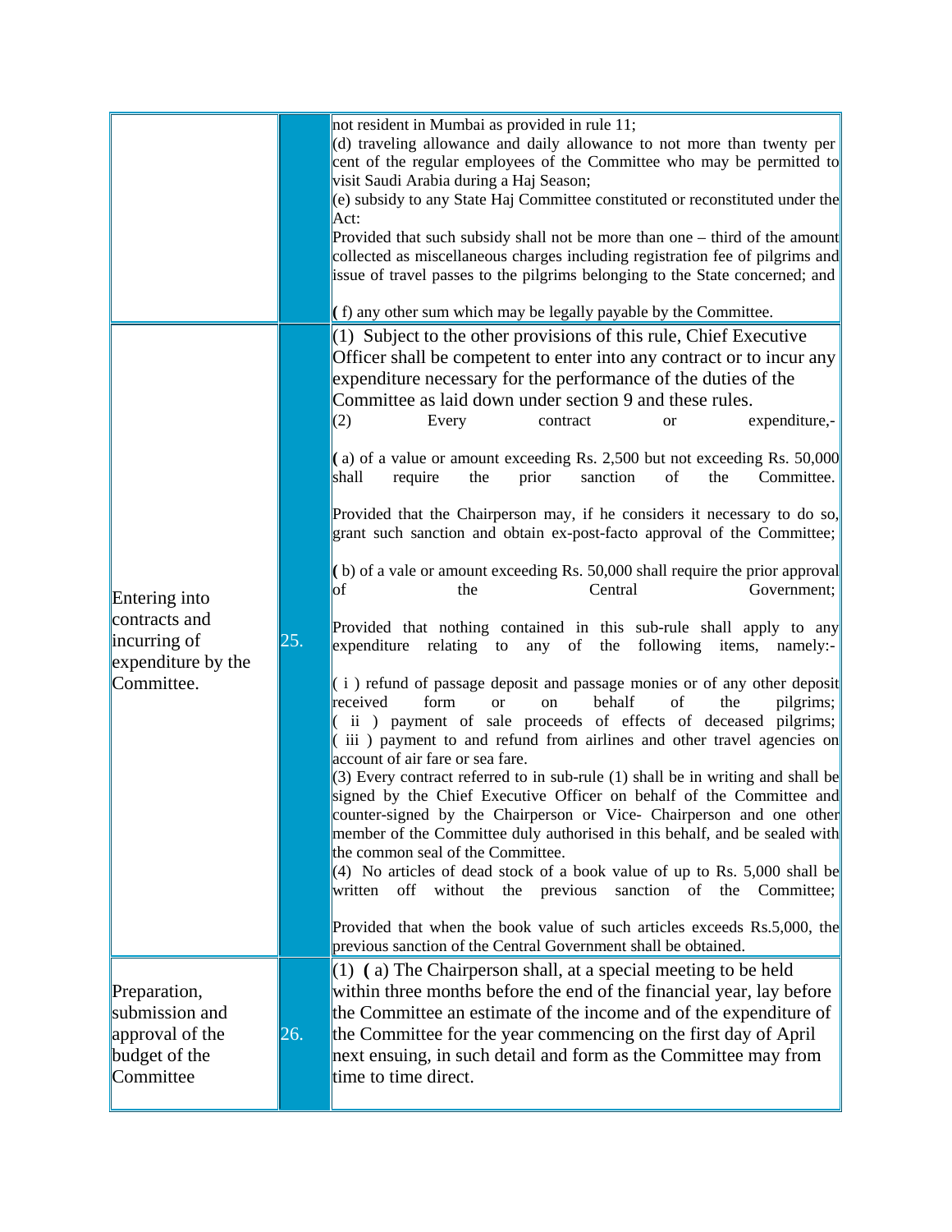| | | |
|---|---|---|
| | | not resident in Mumbai as provided in rule 11;<br>(d) traveling allowance and daily allowance to not more than twenty per cent of the regular employees of the Committee who may be permitted to visit Saudi Arabia during a Haj Season;<br>(e) subsidy to any State Haj Committee constituted or reconstituted under the Act:<br>Provided that such subsidy shall not be more than one – third of the amount collected as miscellaneous charges including registration fee of pilgrims and issue of travel passes to the pilgrims belonging to the State concerned; and<br><br>( f) any other sum which may be legally payable by the Committee. |
| Entering into contracts and incurring of expenditure by the Committee. | 25. | (1) Subject to the other provisions of this rule, Chief Executive Officer shall be competent to enter into any contract or to incur any expenditure necessary for the performance of the duties of the Committee as laid down under section 9 and these rules.<br>(2) Every contract or expenditure,-<br><br>( a) of a value or amount exceeding Rs. 2,500 but not exceeding Rs. 50,000 shall require the prior sanction of the Committee.<br><br>Provided that the Chairperson may, if he considers it necessary to do so, grant such sanction and obtain ex-post-facto approval of the Committee;<br><br>( b) of a vale or amount exceeding Rs. 50,000 shall require the prior approval of the Central Government;<br><br>Provided that nothing contained in this sub-rule shall apply to any expenditure relating to any of the following items, namely:-<br><br>( i ) refund of passage deposit and passage monies or of any other deposit received form or on behalf of the pilgrims;<br>( ii ) payment of sale proceeds of effects of deceased pilgrims;<br>( iii ) payment to and refund from airlines and other travel agencies on account of air fare or sea fare.<br>(3) Every contract referred to in sub-rule (1) shall be in writing and shall be signed by the Chief Executive Officer on behalf of the Committee and counter-signed by the Chairperson or Vice- Chairperson and one other member of the Committee duly authorised in this behalf, and be sealed with the common seal of the Committee.<br>(4) No articles of dead stock of a book value of up to Rs. 5,000 shall be written off without the previous sanction of the Committee;<br><br>Provided that when the book value of such articles exceeds Rs.5,000, the previous sanction of the Central Government shall be obtained. |
| Preparation, submission and approval of the budget of the Committee | 26. | (1) ( a) The Chairperson shall, at a special meeting to be held within three months before the end of the financial year, lay before the Committee an estimate of the income and of the expenditure of the Committee for the year commencing on the first day of April next ensuing, in such detail and form as the Committee may from time to time direct. |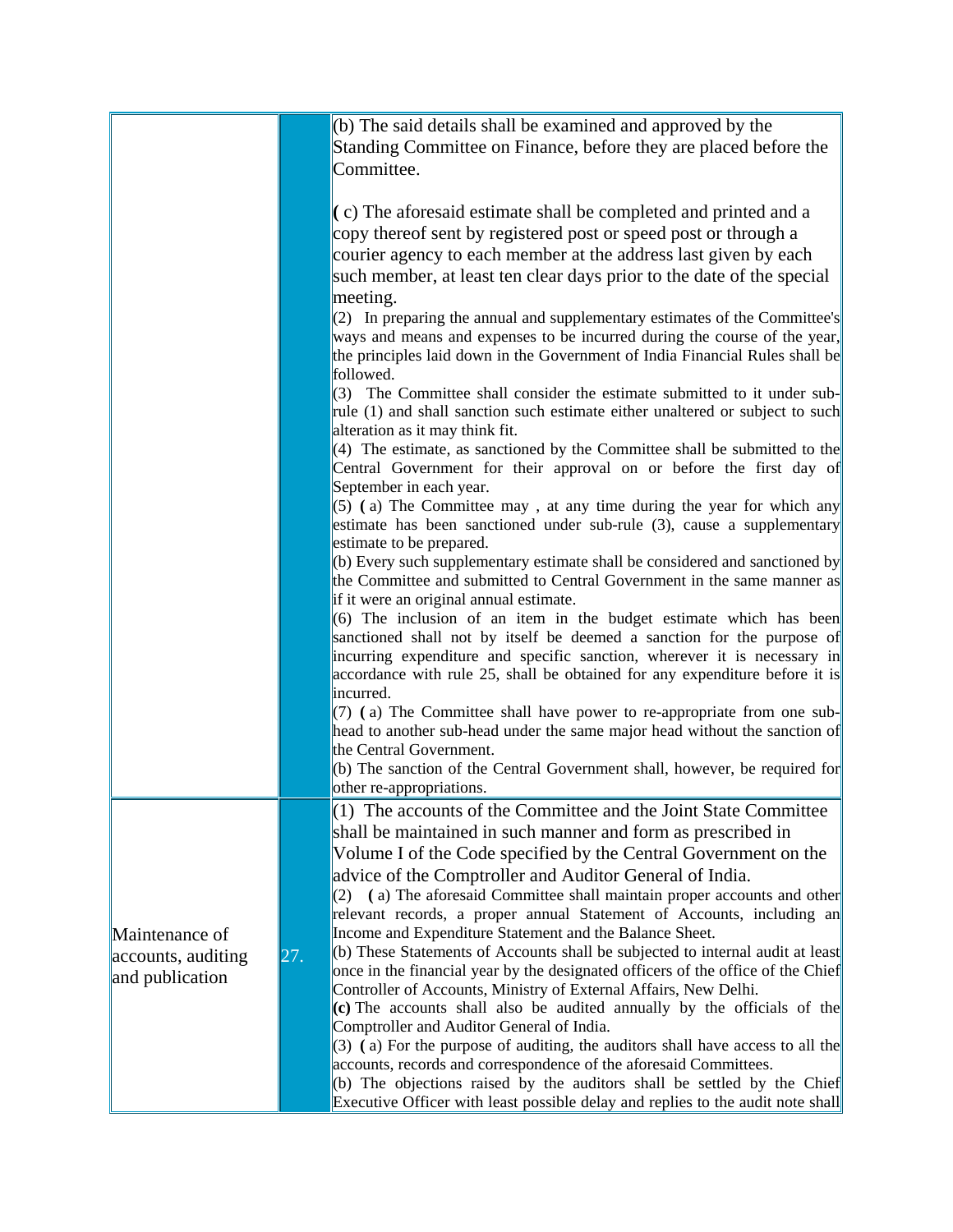| | | |
|---|---|---|
| | | (b) The said details shall be examined and approved by the Standing Committee on Finance, before they are placed before the Committee.<br><br>( c) The aforesaid estimate shall be completed and printed and a copy thereof sent by registered post or speed post or through a courier agency to each member at the address last given by each such member, at least ten clear days prior to the date of the special meeting.<br>(2) In preparing the annual and supplementary estimates of the Committee's ways and means and expenses to be incurred during the course of the year, the principles laid down in the Government of India Financial Rules shall be followed.<br>(3) The Committee shall consider the estimate submitted to it under sub-rule (1) and shall sanction such estimate either unaltered or subject to such alteration as it may think fit.<br>(4) The estimate, as sanctioned by the Committee shall be submitted to the Central Government for their approval on or before the first day of September in each year.<br>(5) ( a) The Committee may , at any time during the year for which any estimate has been sanctioned under sub-rule (3), cause a supplementary estimate to be prepared.<br>(b) Every such supplementary estimate shall be considered and sanctioned by the Committee and submitted to Central Government in the same manner as if it were an original annual estimate.<br>(6) The inclusion of an item in the budget estimate which has been sanctioned shall not by itself be deemed a sanction for the purpose of incurring expenditure and specific sanction, wherever it is necessary in accordance with rule 25, shall be obtained for any expenditure before it is incurred.<br>(7) ( a) The Committee shall have power to re-appropriate from one sub-head to another sub-head under the same major head without the sanction of the Central Government.<br>(b) The sanction of the Central Government shall, however, be required for other re-appropriations. |
| Maintenance of accounts, auditing and publication | 27. | (1) The accounts of the Committee and the Joint State Committee shall be maintained in such manner and form as prescribed in Volume I of the Code specified by the Central Government on the advice of the Comptroller and Auditor General of India.<br>(2) ( a) The aforesaid Committee shall maintain proper accounts and other relevant records, a proper annual Statement of Accounts, including an Income and Expenditure Statement and the Balance Sheet.<br>(b) These Statements of Accounts shall be subjected to internal audit at least once in the financial year by the designated officers of the office of the Chief Controller of Accounts, Ministry of External Affairs, New Delhi.<br>**(c)** The accounts shall also be audited annually by the officials of the Comptroller and Auditor General of India.<br>(3) ( a) For the purpose of auditing, the auditors shall have access to all the accounts, records and correspondence of the aforesaid Committees.<br>(b) The objections raised by the auditors shall be settled by the Chief Executive Officer with least possible delay and replies to the audit note shall |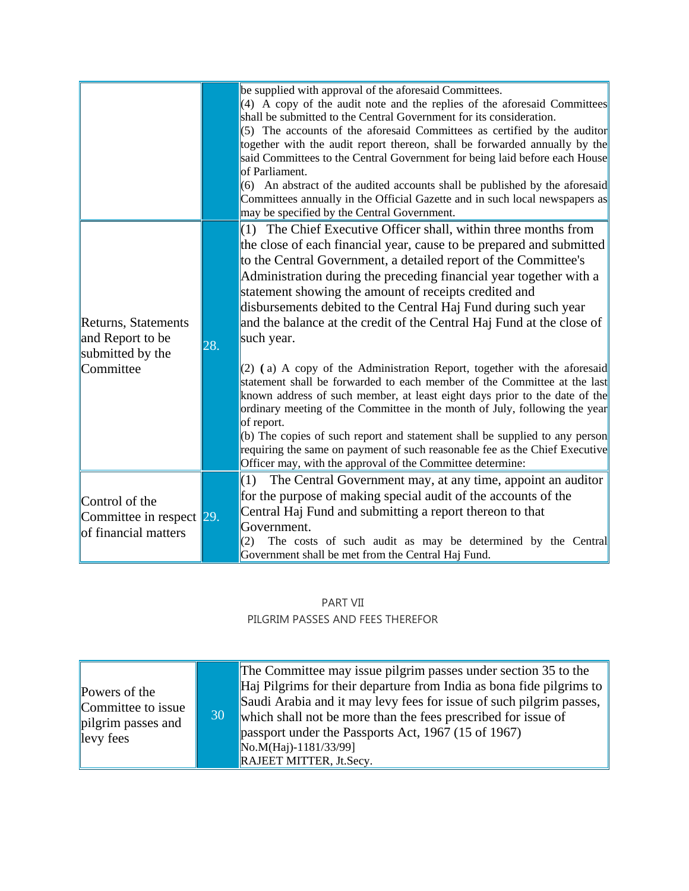| | | |
|---|---|---|
| | | be supplied with approval of the aforesaid Committees.<br>(4) A copy of the audit note and the replies of the aforesaid Committees shall be submitted to the Central Government for its consideration.<br>(5) The accounts of the aforesaid Committees as certified by the auditor together with the audit report thereon, shall be forwarded annually by the said Committees to the Central Government for being laid before each House of Parliament.<br>(6) An abstract of the audited accounts shall be published by the aforesaid Committees annually in the Official Gazette and in such local newspapers as may be specified by the Central Government. |
| Returns, Statements and Report to be submitted by the Committee | 28. | (1) The Chief Executive Officer shall, within three months from the close of each financial year, cause to be prepared and submitted to the Central Government, a detailed report of the Committee's Administration during the preceding financial year together with a statement showing the amount of receipts credited and disbursements debited to the Central Haj Fund during such year and the balance at the credit of the Central Haj Fund at the close of such year.<br><br>(2) ( a) A copy of the Administration Report, together with the aforesaid statement shall be forwarded to each member of the Committee at the last known address of such member, at least eight days prior to the date of the ordinary meeting of the Committee in the month of July, following the year of report.<br>(b) The copies of such report and statement shall be supplied to any person requiring the same on payment of such reasonable fee as the Chief Executive Officer may, with the approval of the Committee determine: |
| Control of the Committee in respect of financial matters | 29. | (1) The Central Government may, at any time, appoint an auditor for the purpose of making special audit of the accounts of the Central Haj Fund and submitting a report thereon to that Government.<br>(2) The costs of such audit as may be determined by the Central Government shall be met from the Central Haj Fund. |

PART VII

PILGRIM PASSES AND FEES THEREFOR

| | | |
|---|---|---|
| Powers of the Committee to issue pilgrim passes and levy fees | 30 | The Committee may issue pilgrim passes under section 35 to the Haj Pilgrims for their departure from India as bona fide pilgrims to Saudi Arabia and it may levy fees for issue of such pilgrim passes, which shall not be more than the fees prescribed for issue of passport under the Passports Act, 1967 (15 of 1967)<br>No.M(Haj)-1181/33/99]<br>RAJEET MITTER, Jt.Secy. |